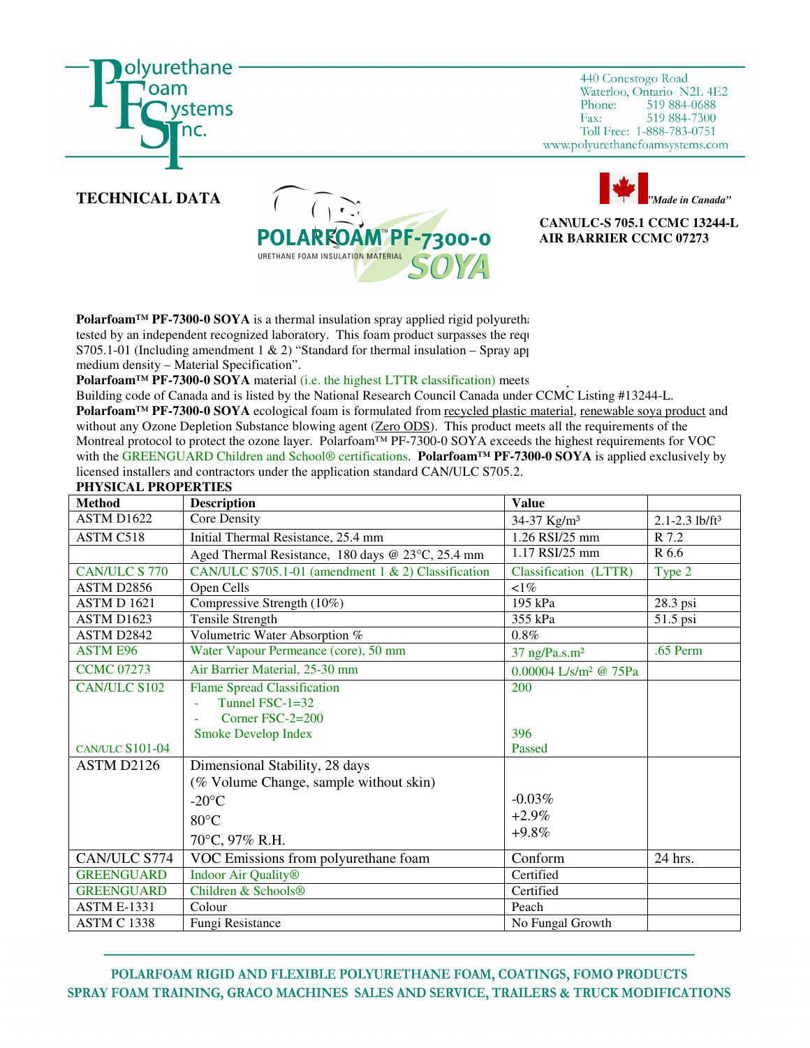Polyurethane Foam Systems Inc.

440 Conestogo Road
Waterloo, Ontario N2L 4E2
Phone: 519 884-0688
Fax: 519 884-7300
Toll Free: 1-888-783-0751
www.polyurethanefoamsystems.com

## TECHNICAL DATA

POLARFOAM™ PF-7300-0 SOYA
URETHANE FOAM INSULATION MATERIAL

*"Made in Canada"*

**CAN\ULC-S 705.1 CCMC 13244-L**
**AIR BARRIER CCMC 07273**

**Polarfoam™ PF-7300-0 SOYA** is a thermal insulation spray applied rigid polyureth tested by an independent recognized laboratory. This foam product surpasses the requ S705.1-01 (Including amendment 1 & 2) "Standard for thermal insulation – Spray app medium density – Material Specification".
**Polarfoam™ PF-7300-0 SOYA** material (i.e. the highest LTTR classification) meets Building code of Canada and is listed by the National Research Council Canada under CCMC Listing #13244-L.
**Polarfoam™ PF-7300-0 SOYA** ecological foam is formulated from recycled plastic material, renewable soya product and without any Ozone Depletion Substance blowing agent (Zero ODS). This product meets all the requirements of the Montreal protocol to protect the ozone layer. Polarfoam™ PF-7300-0 SOYA exceeds the highest requirements for VOC with the GREENGUARD Children and School® certifications. **Polarfoam™ PF-7300-0 SOYA** is applied exclusively by licensed installers and contractors under the application standard CAN/ULC S705.2.

**PHYSICAL PROPERTIES**

| Method | Description | Value | |
|---|---|---|---|
| ASTM D1622 | Core Density | 34-37 Kg/m³ | 2.1-2.3 lb/ft³ |
| ASTM C518 | Initial Thermal Resistance, 25.4 mm | 1.26 RSI/25 mm | R 7.2 |
| | Aged Thermal Resistance, 180 days @ 23°C, 25.4 mm | 1.17 RSI/25 mm | R 6.6 |
| CAN/ULC S 770 | CAN/ULC S705.1-01 (amendment 1 & 2) Classification | Classification (LTTR) | Type 2 |
| ASTM D2856 | Open Cells | <1% | |
| ASTM D 1621 | Compressive Strength (10%) | 195 kPa | 28.3 psi |
| ASTM D1623 | Tensile Strength | 355 kPa | 51.5 psi |
| ASTM D2842 | Volumetric Water Absorption % | 0.8% | |
| ASTM E96 | Water Vapour Permeance (core), 50 mm | 37 ng/Pa.s.m² | .65 Perm |
| CCMC 07273 | Air Barrier Material, 25-30 mm | 0.00004 L/s/m² @ 75Pa | |
| CAN/ULC S102 | Flame Spread Classification<br>- Tunnel FSC-1=32<br>- Corner FSC-2=200<br>Smoke Develop Index | 200<br><br><br>396 | |
| CAN/ULC S101-04 | | Passed | |
| ASTM D2126 | Dimensional Stability, 28 days<br>(% Volume Change, sample without skin)<br>-20°C<br>80°C<br>70°C, 97% R.H. | <br><br>-0.03%<br>+2.9%<br>+9.8% | |
| CAN/ULC S774 | VOC Emissions from polyurethane foam | Conform | 24 hrs. |
| GREENGUARD | Indoor Air Quality® | Certified | |
| GREENGUARD | Children & Schools® | Certified | |
| ASTM E-1331 | Colour | Peach | |
| ASTM C 1338 | Fungi Resistance | No Fungal Growth | |

POLARFOAM RIGID AND FLEXIBLE POLYURETHANE FOAM, COATINGS, FOMO PRODUCTS
SPRAY FOAM TRAINING, GRACO MACHINES SALES AND SERVICE, TRAILERS & TRUCK MODIFICATIONS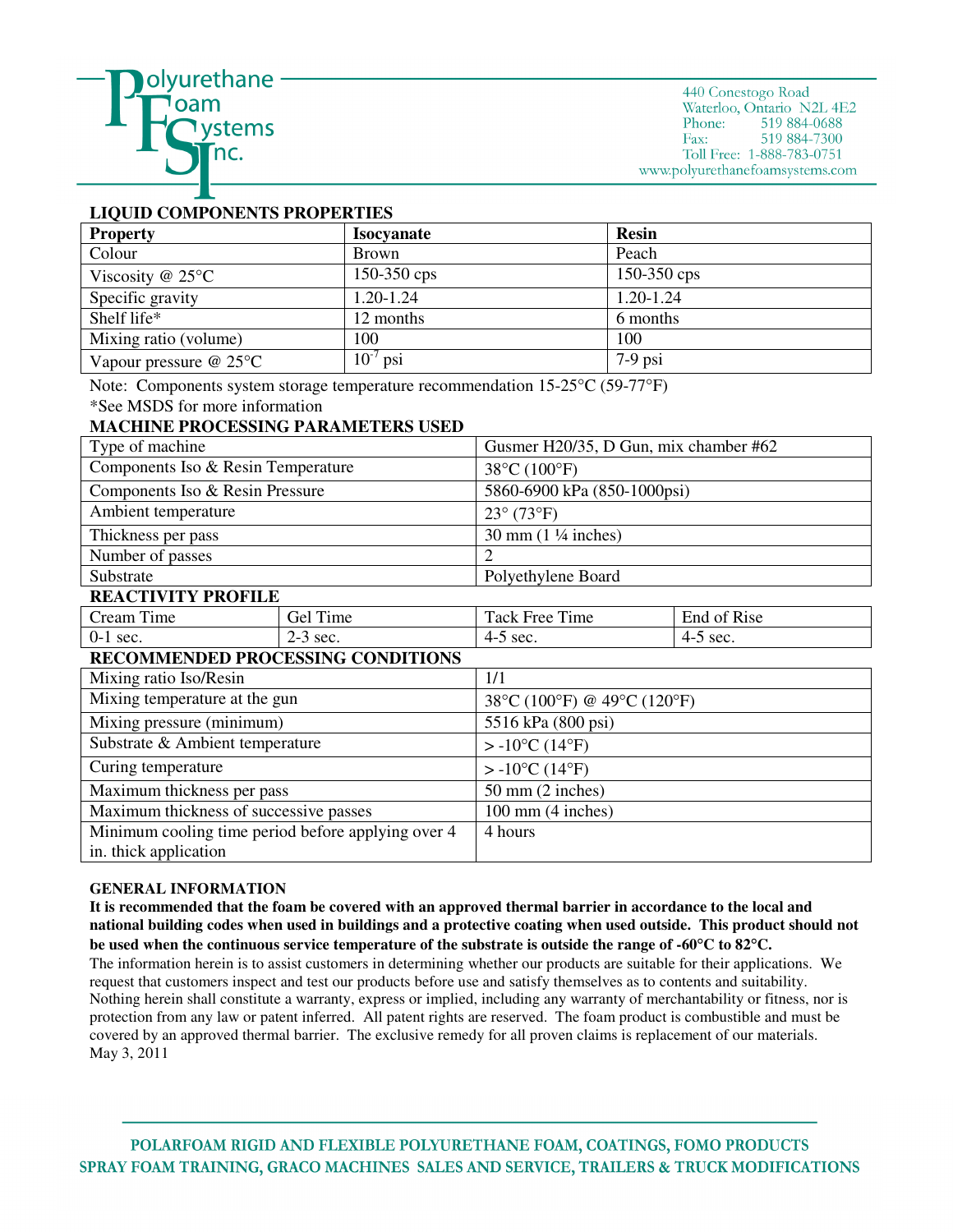Polyurethane Foam Systems Inc.

440 Conestogo Road
Waterloo, Ontario N2L 4E2
Phone: 519 884-0688
Fax: 519 884-7300
Toll Free: 1-888-783-0751
www.polyurethanefoamsystems.com

### LIQUID COMPONENTS PROPERTIES

| Property | Isocyanate | Resin |
|---|---|---|
| Colour | Brown | Peach |
| Viscosity @ 25°C | 150-350 cps | 150-350 cps |
| Specific gravity | 1.20-1.24 | 1.20-1.24 |
| Shelf life* | 12 months | 6 months |
| Mixing ratio (volume) | 100 | 100 |
| Vapour pressure @ 25°C | $10^{-7}$ psi | 7-9 psi |

Note: Components system storage temperature recommendation 15-25°C (59-77°F)

*See MSDS for more information

### MACHINE PROCESSING PARAMETERS USED

| | |
|---|---|
| Type of machine | Gusmer H20/35, D Gun, mix chamber #62 |
| Components Iso & Resin Temperature | 38°C (100°F) |
| Components Iso & Resin Pressure | 5860-6900 kPa (850-1000psi) |
| Ambient temperature | 23° (73°F) |
| Thickness per pass | 30 mm (1 ¼ inches) |
| Number of passes | 2 |
| Substrate | Polyethylene Board |

### REACTIVITY PROFILE

| Cream Time | Gel Time | Tack Free Time | End of Rise |
|---|---|---|---|
| 0-1 sec. | 2-3 sec. | 4-5 sec. | 4-5 sec. |

### RECOMMENDED PROCESSING CONDITIONS

| | |
|---|---|
| Mixing ratio Iso/Resin | 1/1 |
| Mixing temperature at the gun | 38°C (100°F) @ 49°C (120°F) |
| Mixing pressure (minimum) | 5516 kPa (800 psi) |
| Substrate & Ambient temperature | > -10°C (14°F) |
| Curing temperature | > -10°C (14°F) |
| Maximum thickness per pass | 50 mm (2 inches) |
| Maximum thickness of successive passes | 100 mm (4 inches) |
| Minimum cooling time period before applying over 4 in. thick application | 4 hours |

### GENERAL INFORMATION

**It is recommended that the foam be covered with an approved thermal barrier in accordance to the local and national building codes when used in buildings and a protective coating when used outside. This product should not be used when the continuous service temperature of the substrate is outside the range of -60°C to 82°C.**

The information herein is to assist customers in determining whether our products are suitable for their applications. We request that customers inspect and test our products before use and satisfy themselves as to contents and suitability. Nothing herein shall constitute a warranty, express or implied, including any warranty of merchantability or fitness, nor is protection from any law or patent inferred. All patent rights are reserved. The foam product is combustible and must be covered by an approved thermal barrier. The exclusive remedy for all proven claims is replacement of our materials.

May 3, 2011

POLARFOAM RIGID AND FLEXIBLE POLYURETHANE FOAM, COATINGS, FOMO PRODUCTS
SPRAY FOAM TRAINING, GRACO MACHINES SALES AND SERVICE, TRAILERS & TRUCK MODIFICATIONS